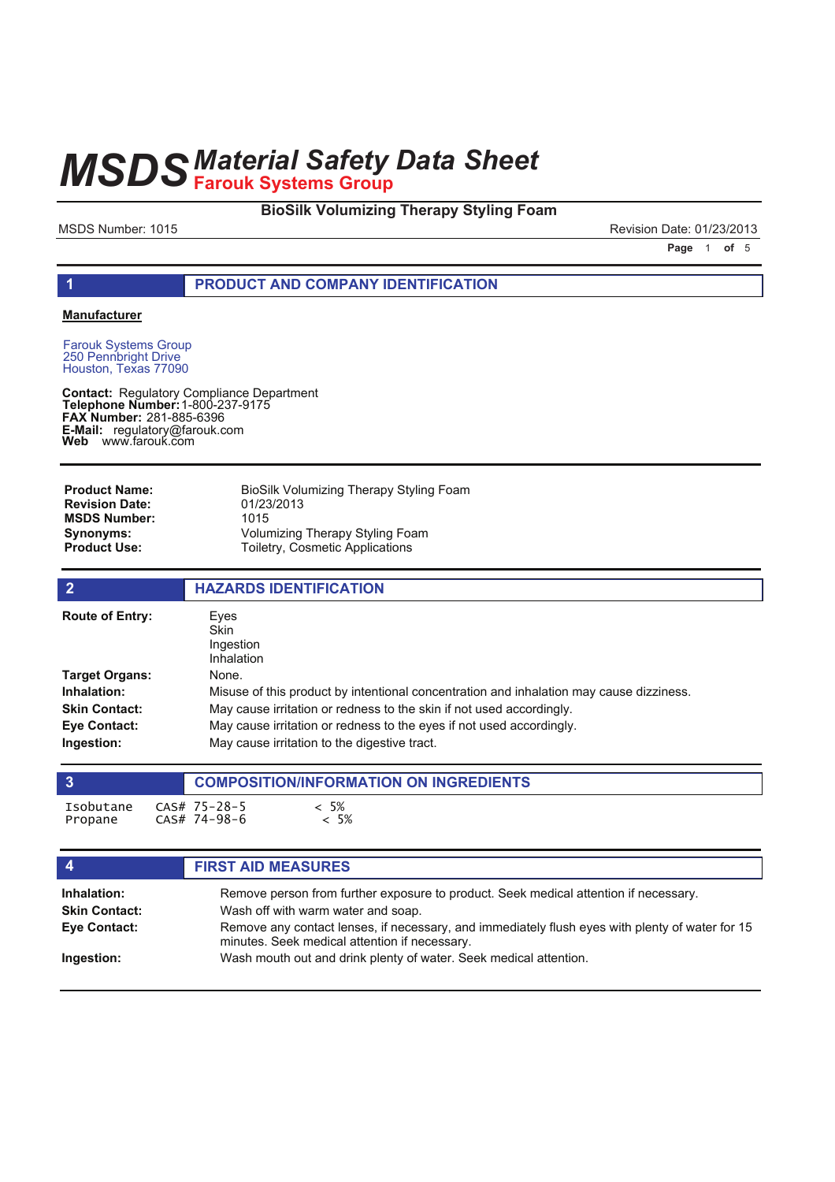# MSDS Material Safety Data Sheet
## Farouk Systems Group

**BioSilk Volumizing Therapy Styling Foam**

MSDS Number: 1015 | Revision Date: 01/23/2013

## 1 PRODUCT AND COMPANY IDENTIFICATION

**Manufacturer**

Farouk Systems Group
250 Pennbright Drive
Houston, Texas 77090

**Contact:** Regulatory Compliance Department
**Telephone Number:** 1-800-237-9175
**FAX Number:** 281-885-6396
**E-Mail:** regulatory@farouk.com
**Web** www.farouk.com

**Product Name:** BioSilk Volumizing Therapy Styling Foam
**Revision Date:** 01/23/2013
**MSDS Number:** 1015
**Synonyms:** Volumizing Therapy Styling Foam
**Product Use:** Toiletry, Cosmetic Applications

## 2 HAZARDS IDENTIFICATION

**Route of Entry:** Eyes
Skin
Ingestion
Inhalation

**Target Organs:** None.

**Inhalation:** Misuse of this product by intentional concentration and inhalation may cause dizziness.

**Skin Contact:** May cause irritation or redness to the skin if not used accordingly.

**Eye Contact:** May cause irritation or redness to the eyes if not used accordingly.

**Ingestion:** May cause irritation to the digestive tract.

## 3 COMPOSITION/INFORMATION ON INGREDIENTS

| Ingredient | CAS# | Amount |
|---|---|---|
| Isobutane | CAS# 75-28-5 | < 5% |
| Propane | CAS# 74-98-6 | < 5% |

## 4 FIRST AID MEASURES

**Inhalation:** Remove person from further exposure to product. Seek medical attention if necessary.

**Skin Contact:** Wash off with warm water and soap.

**Eye Contact:** Remove any contact lenses, if necessary, and immediately flush eyes with plenty of water for 15 minutes. Seek medical attention if necessary.

**Ingestion:** Wash mouth out and drink plenty of water. Seek medical attention.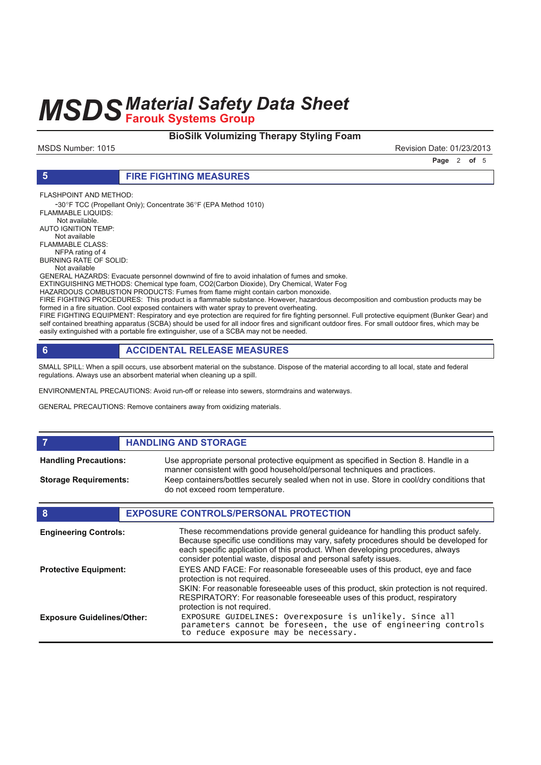# MSDS Material Safety Data Sheet
## Farouk Systems Group

**BioSilk Volumizing Therapy Styling Foam**

MSDS Number: 1015 Revision Date: 01/23/2013

## 5 FIRE FIGHTING MEASURES

FLASHPOINT AND METHOD:
-30°F TCC (Propellant Only); Concentrate 36°F (EPA Method 1010)
FLAMMABLE LIQUIDS:
Not available.
AUTO IGNITION TEMP:
Not available
FLAMMABLE CLASS:
NFPA rating of 4
BURNING RATE OF SOLID:
Not available
GENERAL HAZARDS: Evacuate personnel downwind of fire to avoid inhalation of fumes and smoke.
EXTINGUISHING METHODS: Chemical type foam, CO2(Carbon Dioxide), Dry Chemical, Water Fog
HAZARDOUS COMBUSTION PRODUCTS: Fumes from flame might contain carbon monoxide.
FIRE FIGHTING PROCEDURES: This product is a flammable substance. However, hazardous decomposition and combustion products may be formed in a fire situation. Cool exposed containers with water spray to prevent overheating.
FIRE FIGHTING EQUIPMENT: Respiratory and eye protection are required for fire fighting personnel. Full protective equipment (Bunker Gear) and self contained breathing apparatus (SCBA) should be used for all indoor fires and significant outdoor fires. For small outdoor fires, which may be easily extinguished with a portable fire extinguisher, use of a SCBA may not be needed.

## 6 ACCIDENTAL RELEASE MEASURES

SMALL SPILL: When a spill occurs, use absorbent material on the substance. Dispose of the material according to all local, state and federal regulations. Always use an absorbent material when cleaning up a spill.

ENVIRONMENTAL PRECAUTIONS: Avoid run-off or release into sewers, stormdrains and waterways.

GENERAL PRECAUTIONS: Remove containers away from oxidizing materials.

## 7 HANDLING AND STORAGE

**Handling Precautions:** Use appropriate personal protective equipment as specified in Section 8. Handle in a manner consistent with good household/personal techniques and practices.

**Storage Requirements:** Keep containers/bottles securely sealed when not in use. Store in cool/dry conditions that do not exceed room temperature.

## 8 EXPOSURE CONTROLS/PERSONAL PROTECTION

**Engineering Controls:** These recommendations provide general guideance for handling this product safely. Because specific use conditions may vary, safety procedures should be developed for each specific application of this product. When developing procedures, always consider potential waste, disposal and personal safety issues.

**Protective Equipment:** EYES AND FACE: For reasonable foreseeable uses of this product, eye and face protection is not required.
SKIN: For reasonable foreseeable uses of this product, skin protection is not required.
RESPIRATORY: For reasonable foreseeable uses of this product, respiratory protection is not required.

**Exposure Guidelines/Other:** EXPOSURE GUIDELINES: Overexposure is unlikely. Since all parameters cannot be foreseen, the use of engineering controls to reduce exposure may be necessary.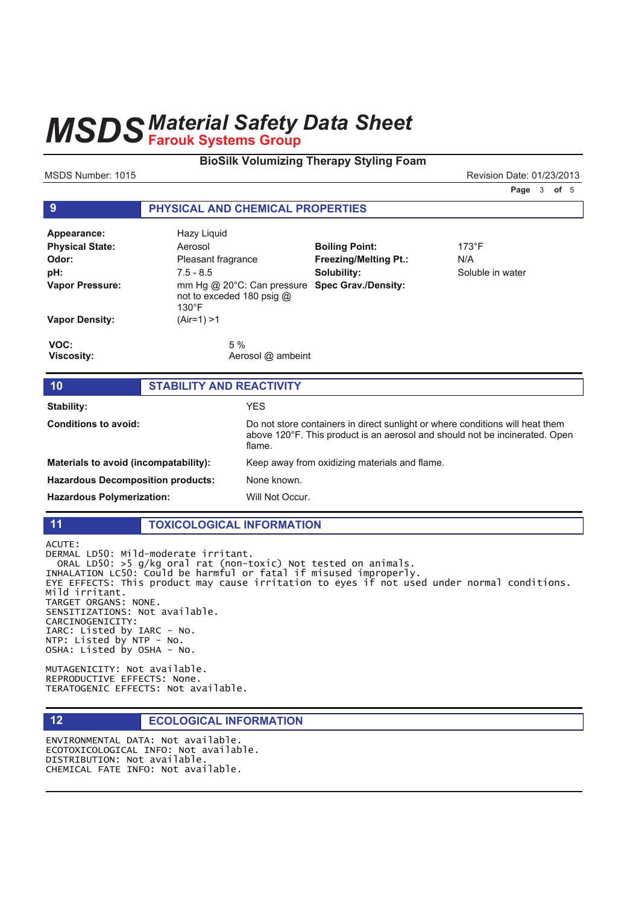# MSDS Material Safety Data Sheet
## Farouk Systems Group

**BioSilk Volumizing Therapy Styling Foam**

MSDS Number: 1015 | Revision Date: 01/23/2013

## 9 PHYSICAL AND CHEMICAL PROPERTIES

| | | | |
|---|---|---|---|
| **Appearance:** | Hazy Liquid | | |
| **Physical State:** | Aerosol | **Boiling Point:** | 173°F |
| **Odor:** | Pleasant fragrance | **Freezing/Melting Pt.:** | N/A |
| **pH:** | 7.5 - 8.5 | **Solubility:** | Soluble in water |
| **Vapor Pressure:** | mm Hg @ 20°C: Can pressure not to exceded 180 psig @ 130°F | **Spec Grav./Density:** | |
| **Vapor Density:** | (Air=1) >1 | | |

**VOC:** 5 %
**Viscosity:** Aerosol @ ambeint

## 10 STABILITY AND REACTIVITY

| | |
|---|---|
| **Stability:** | YES |
| **Conditions to avoid:** | Do not store containers in direct sunlight or where conditions will heat them above 120°F. This product is an aerosol and should not be incinerated. Open flame. |
| **Materials to avoid (incompatability):** | Keep away from oxidizing materials and flame. |
| **Hazardous Decomposition products:** | None known. |
| **Hazardous Polymerization:** | Will Not Occur. |

## 11 TOXICOLOGICAL INFORMATION

ACUTE:
DERMAL LD50: Mild-moderate irritant.
ORAL LD50: >5 g/kg oral rat (non-toxic) Not tested on animals.
INHALATION LC50: Could be harmful or fatal if misused improperly.
EYE EFFECTS: This product may cause irritation to eyes if not used under normal conditions. Mild irritant.
TARGET ORGANS: NONE.
SENSITIZATIONS: Not available.
CARCINOGENICITY:
IARC: Listed by IARC - No.
NTP: Listed by NTP - No.
OSHA: Listed by OSHA - No.

MUTAGENICITY: Not available.
REPRODUCTIVE EFFECTS: None.
TERATOGENIC EFFECTS: Not available.

## 12 ECOLOGICAL INFORMATION

ENVIRONMENTAL DATA: Not available.
ECOTOXICOLOGICAL INFO: Not available.
DISTRIBUTION: Not available.
CHEMICAL FATE INFO: Not available.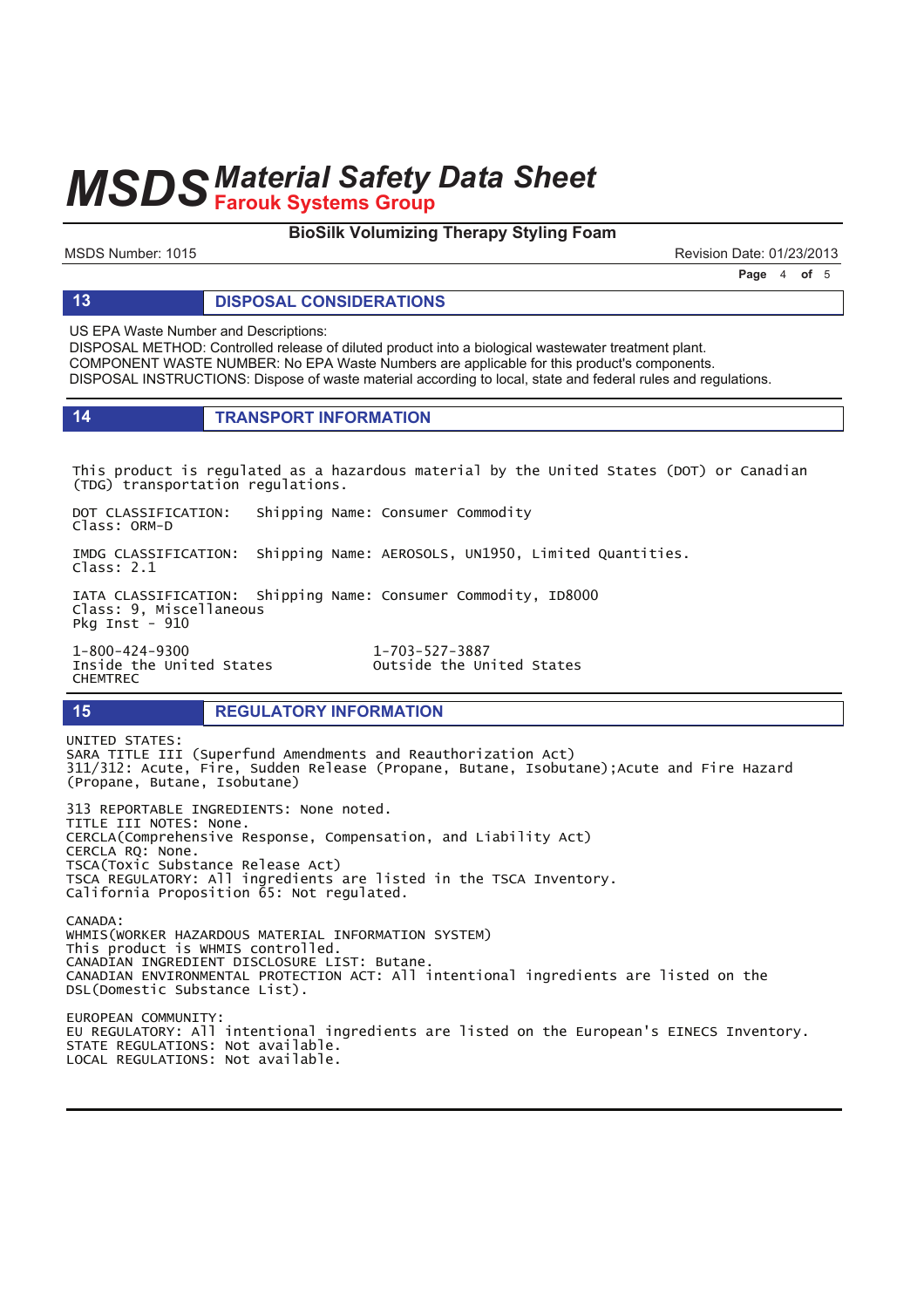# MSDS Material Safety Data Sheet
## Farouk Systems Group

**BioSilk Volumizing Therapy Styling Foam**

MSDS Number: 1015

Revision Date: 01/23/2013

## 13 DISPOSAL CONSIDERATIONS

US EPA Waste Number and Descriptions:
DISPOSAL METHOD: Controlled release of diluted product into a biological wastewater treatment plant.
COMPONENT WASTE NUMBER: No EPA Waste Numbers are applicable for this product's components.
DISPOSAL INSTRUCTIONS: Dispose of waste material according to local, state and federal rules and regulations.

## 14 TRANSPORT INFORMATION

This product is regulated as a hazardous material by the United States (DOT) or Canadian (TDG) transportation regulations.

DOT CLASSIFICATION: Shipping Name: Consumer Commodity
Class: ORM-D

IMDG CLASSIFICATION: Shipping Name: AEROSOLS, UN1950, Limited Quantities.
Class: 2.1

IATA CLASSIFICATION: Shipping Name: Consumer Commodity, ID8000
Class: 9, Miscellaneous
Pkg Inst - 910

1-800-424-9300
Inside the United States
CHEMTREC

1-703-527-3887
Outside the United States

## 15 REGULATORY INFORMATION

UNITED STATES:
SARA TITLE III (Superfund Amendments and Reauthorization Act)
311/312: Acute, Fire, Sudden Release (Propane, Butane, Isobutane);Acute and Fire Hazard (Propane, Butane, Isobutane)

313 REPORTABLE INGREDIENTS: None noted.
TITLE III NOTES: None.
CERCLA(Comprehensive Response, Compensation, and Liability Act)
CERCLA RQ: None.
TSCA(Toxic Substance Release Act)
TSCA REGULATORY: All ingredients are listed in the TSCA Inventory.
California Proposition 65: Not regulated.

CANADA:
WHMIS(WORKER HAZARDOUS MATERIAL INFORMATION SYSTEM)
This product is WHMIS controlled.
CANADIAN INGREDIENT DISCLOSURE LIST: Butane.
CANADIAN ENVIRONMENTAL PROTECTION ACT: All intentional ingredients are listed on the DSL(Domestic Substance List).

EUROPEAN COMMUNITY:
EU REGULATORY: All intentional ingredients are listed on the European's EINECS Inventory.
STATE REGULATIONS: Not available.
LOCAL REGULATIONS: Not available.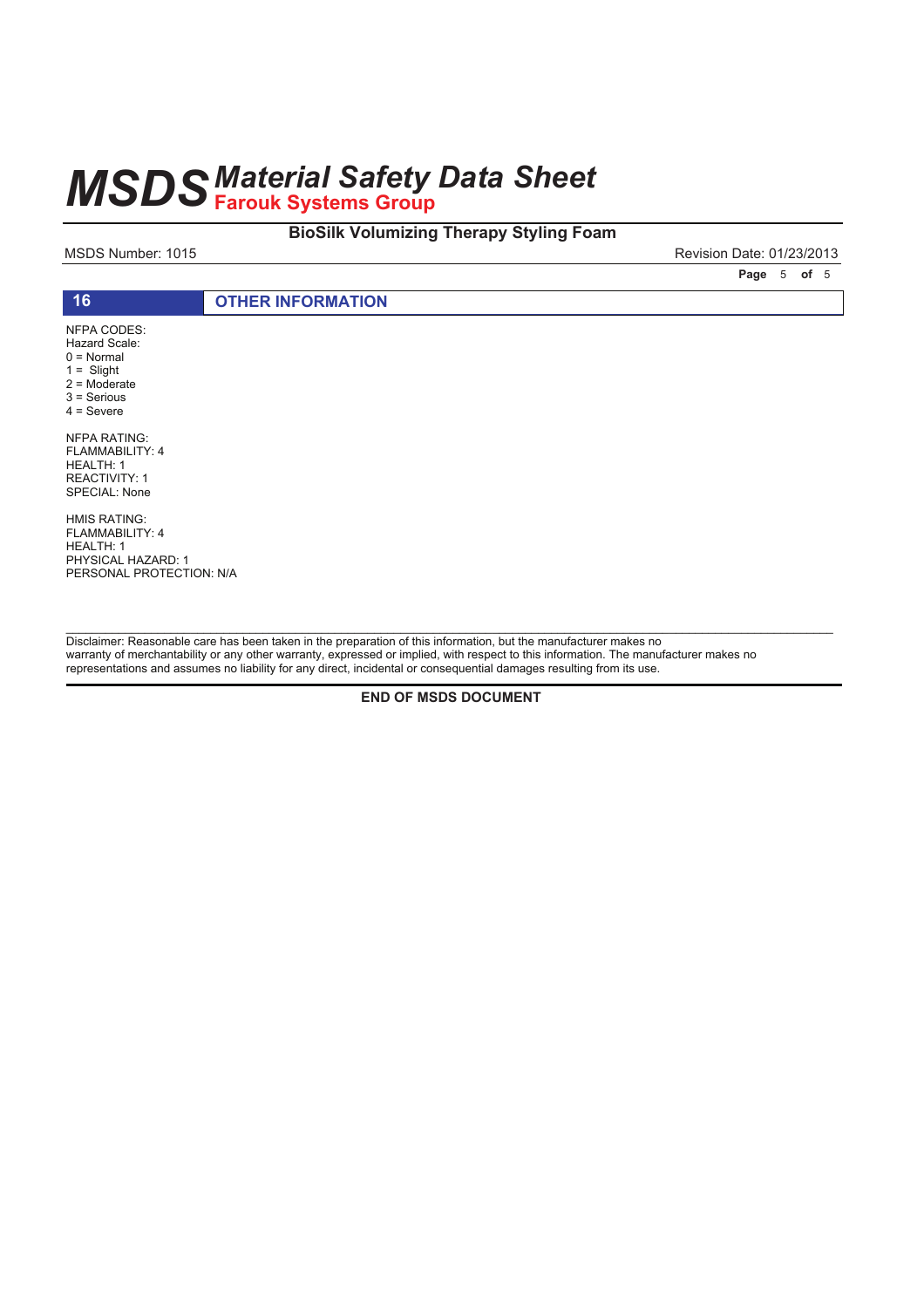## 16 OTHER INFORMATION

NFPA CODES:
Hazard Scale:
0 = Normal
1 = Slight
2 = Moderate
3 = Serious
4 = Severe

NFPA RATING:
FLAMMABILITY: 4
HEALTH: 1
REACTIVITY: 1
SPECIAL: None

HMIS RATING:
FLAMMABILITY: 4
HEALTH: 1
PHYSICAL HAZARD: 1
PERSONAL PROTECTION: N/A

---

Disclaimer: Reasonable care has been taken in the preparation of this information, but the manufacturer makes no warranty of merchantability or any other warranty, expressed or implied, with respect to this information. The manufacturer makes no representations and assumes no liability for any direct, incidental or consequential damages resulting from its use.

**END OF MSDS DOCUMENT**